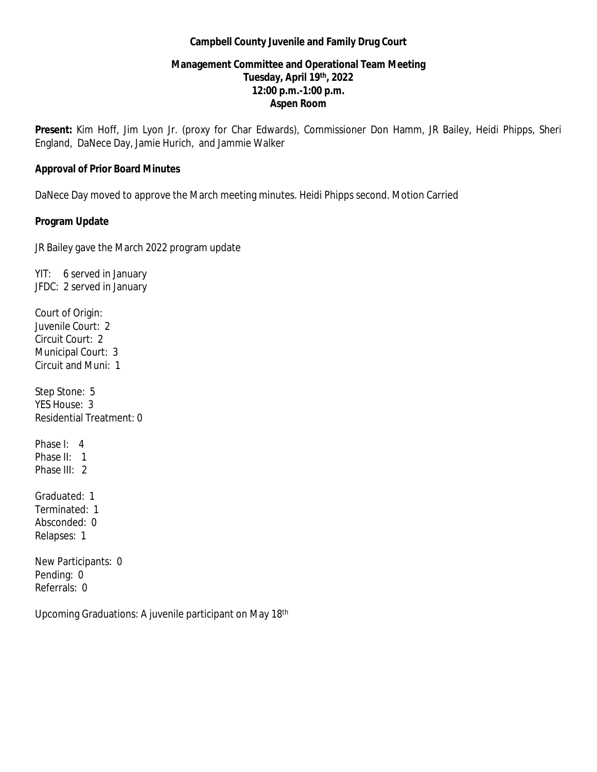**Campbell County Juvenile and Family Drug Court**

**Management Committee and Operational Team Meeting**
**Tuesday, April 19th, 2022**
**12:00 p.m.-1:00 p.m.**
**Aspen Room**

**Present:** Kim Hoff, Jim Lyon Jr. (proxy for Char Edwards), Commissioner Don Hamm, JR Bailey, Heidi Phipps, Sheri England, DaNece Day, Jamie Hurich, and Jammie Walker

**Approval of Prior Board Minutes**

DaNece Day moved to approve the March meeting minutes. Heidi Phipps second. Motion Carried

**Program Update**

JR Bailey gave the March 2022 program update

YIT: 6 served in January
JFDC: 2 served in January

Court of Origin:
Juvenile Court: 2
Circuit Court: 2
Municipal Court: 3
Circuit and Muni: 1

Step Stone: 5
YES House: 3
Residential Treatment: 0

Phase I: 4
Phase II: 1
Phase III: 2

Graduated: 1
Terminated: 1
Absconded: 0
Relapses: 1

New Participants: 0
Pending: 0
Referrals: 0

Upcoming Graduations: A juvenile participant on May 18th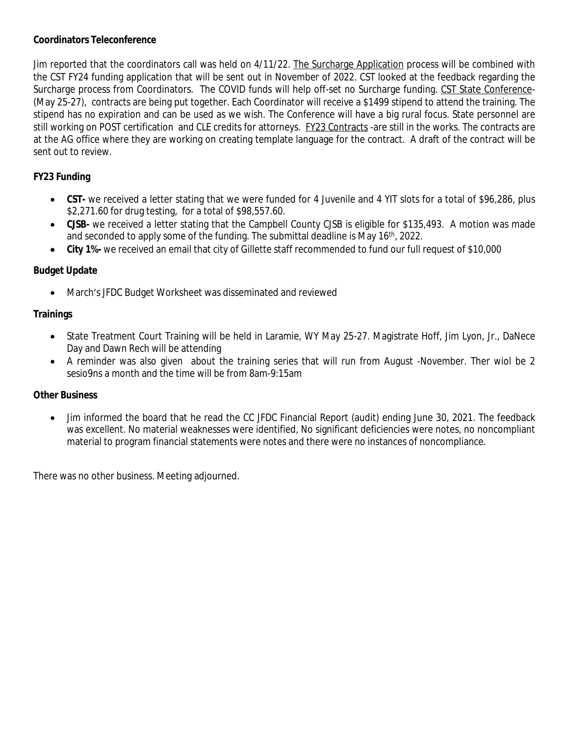**Coordinators Teleconference**

Jim reported that the coordinators call was held on 4/11/22. The Surcharge Application process will be combined with the CST FY24 funding application that will be sent out in November of 2022. CST looked at the feedback regarding the Surcharge process from Coordinators. The COVID funds will help off-set no Surcharge funding. CST State Conference- (May 25-27), contracts are being put together. Each Coordinator will receive a $1499 stipend to attend the training. The stipend has no expiration and can be used as we wish. The Conference will have a big rural focus. State personnel are still working on POST certification and CLE credits for attorneys. FY23 Contracts -are still in the works. The contracts are at the AG office where they are working on creating template language for the contract. A draft of the contract will be sent out to review.

**FY23 Funding**

- **CST-** we received a letter stating that we were funded for 4 Juvenile and 4 YIT slots for a total of $96,286, plus $2,271.60 for drug testing, for a total of $98,557.60.
- **CJSB-** we received a letter stating that the Campbell County CJSB is eligible for $135,493. A motion was made and seconded to apply some of the funding. The submittal deadline is May 16th, 2022.
- **City 1%-** we received an email that city of Gillette staff recommended to fund our full request of $10,000

**Budget Update**

- March's JFDC Budget Worksheet was disseminated and reviewed

**Trainings**

- State Treatment Court Training will be held in Laramie, WY May 25-27. Magistrate Hoff, Jim Lyon, Jr., DaNece Day and Dawn Rech will be attending
- A reminder was also given about the training series that will run from August -November. Ther wiol be 2 sesio9ns a month and the time will be from 8am-9:15am

**Other Business**

- Jim informed the board that he read the CC JFDC Financial Report (audit) ending June 30, 2021. The feedback was excellent. No material weaknesses were identified, No significant deficiencies were notes, no noncompliant material to program financial statements were notes and there were no instances of noncompliance.

There was no other business. Meeting adjourned.